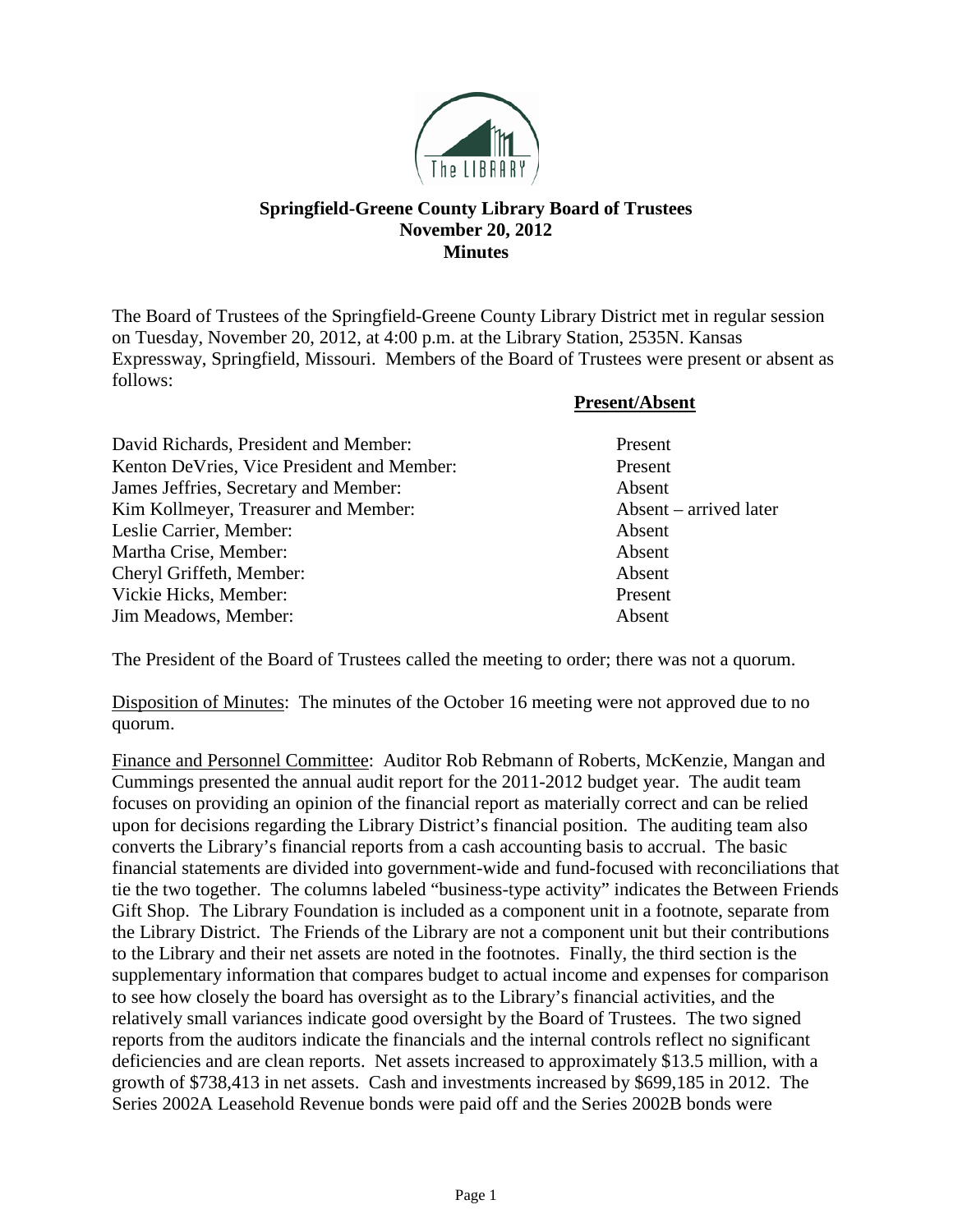**Springfield-Greene County Library Board of Trustees**
**November 20, 2012**
**Minutes**

The Board of Trustees of the Springfield-Greene County Library District met in regular session on Tuesday, November 20, 2012, at 4:00 p.m. at the Library Station, 2535N. Kansas Expressway, Springfield, Missouri. Members of the Board of Trustees were present or absent as follows:

| | **Present/Absent** |
|---|---|
| David Richards, President and Member: | Present |
| Kenton DeVries, Vice President and Member: | Present |
| James Jeffries, Secretary and Member: | Absent |
| Kim Kollmeyer, Treasurer and Member: | Absent – arrived later |
| Leslie Carrier, Member: | Absent |
| Martha Crise, Member: | Absent |
| Cheryl Griffeth, Member: | Absent |
| Vickie Hicks, Member: | Present |
| Jim Meadows, Member: | Absent |

The President of the Board of Trustees called the meeting to order; there was not a quorum.

Disposition of Minutes: The minutes of the October 16 meeting were not approved due to no quorum.

Finance and Personnel Committee: Auditor Rob Rebmann of Roberts, McKenzie, Mangan and Cummings presented the annual audit report for the 2011-2012 budget year. The audit team focuses on providing an opinion of the financial report as materially correct and can be relied upon for decisions regarding the Library District's financial position. The auditing team also converts the Library's financial reports from a cash accounting basis to accrual. The basic financial statements are divided into government-wide and fund-focused with reconciliations that tie the two together. The columns labeled "business-type activity" indicates the Between Friends Gift Shop. The Library Foundation is included as a component unit in a footnote, separate from the Library District. The Friends of the Library are not a component unit but their contributions to the Library and their net assets are noted in the footnotes. Finally, the third section is the supplementary information that compares budget to actual income and expenses for comparison to see how closely the board has oversight as to the Library's financial activities, and the relatively small variances indicate good oversight by the Board of Trustees. The two signed reports from the auditors indicate the financials and the internal controls reflect no significant deficiencies and are clean reports. Net assets increased to approximately $13.5 million, with a growth of $738,413 in net assets. Cash and investments increased by $699,185 in 2012. The Series 2002A Leasehold Revenue bonds were paid off and the Series 2002B bonds were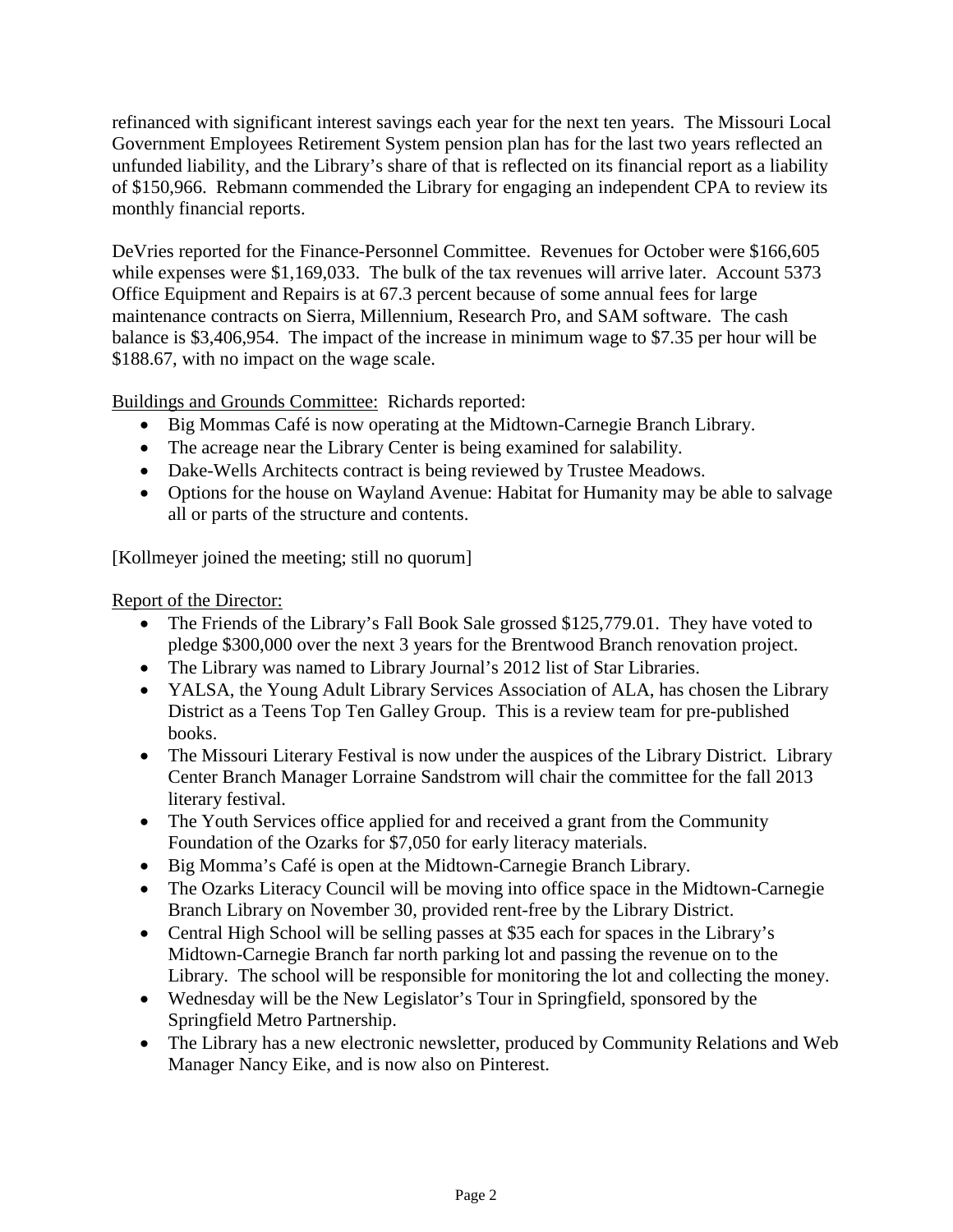refinanced with significant interest savings each year for the next ten years. The Missouri Local Government Employees Retirement System pension plan has for the last two years reflected an unfunded liability, and the Library's share of that is reflected on its financial report as a liability of $150,966. Rebmann commended the Library for engaging an independent CPA to review its monthly financial reports.

DeVries reported for the Finance-Personnel Committee. Revenues for October were $166,605 while expenses were $1,169,033. The bulk of the tax revenues will arrive later. Account 5373 Office Equipment and Repairs is at 67.3 percent because of some annual fees for large maintenance contracts on Sierra, Millennium, Research Pro, and SAM software. The cash balance is $3,406,954. The impact of the increase in minimum wage to $7.35 per hour will be $188.67, with no impact on the wage scale.

<u>Buildings and Grounds Committee:</u> Richards reported:

- Big Mommas Café is now operating at the Midtown-Carnegie Branch Library.
- The acreage near the Library Center is being examined for salability.
- Dake-Wells Architects contract is being reviewed by Trustee Meadows.
- Options for the house on Wayland Avenue: Habitat for Humanity may be able to salvage all or parts of the structure and contents.

[Kollmeyer joined the meeting; still no quorum]

<u>Report of the Director:</u>

- The Friends of the Library's Fall Book Sale grossed $125,779.01. They have voted to pledge $300,000 over the next 3 years for the Brentwood Branch renovation project.
- The Library was named to Library Journal's 2012 list of Star Libraries.
- YALSA, the Young Adult Library Services Association of ALA, has chosen the Library District as a Teens Top Ten Galley Group. This is a review team for pre-published books.
- The Missouri Literary Festival is now under the auspices of the Library District. Library Center Branch Manager Lorraine Sandstrom will chair the committee for the fall 2013 literary festival.
- The Youth Services office applied for and received a grant from the Community Foundation of the Ozarks for $7,050 for early literacy materials.
- Big Momma's Café is open at the Midtown-Carnegie Branch Library.
- The Ozarks Literacy Council will be moving into office space in the Midtown-Carnegie Branch Library on November 30, provided rent-free by the Library District.
- Central High School will be selling passes at $35 each for spaces in the Library's Midtown-Carnegie Branch far north parking lot and passing the revenue on to the Library. The school will be responsible for monitoring the lot and collecting the money.
- Wednesday will be the New Legislator's Tour in Springfield, sponsored by the Springfield Metro Partnership.
- The Library has a new electronic newsletter, produced by Community Relations and Web Manager Nancy Eike, and is now also on Pinterest.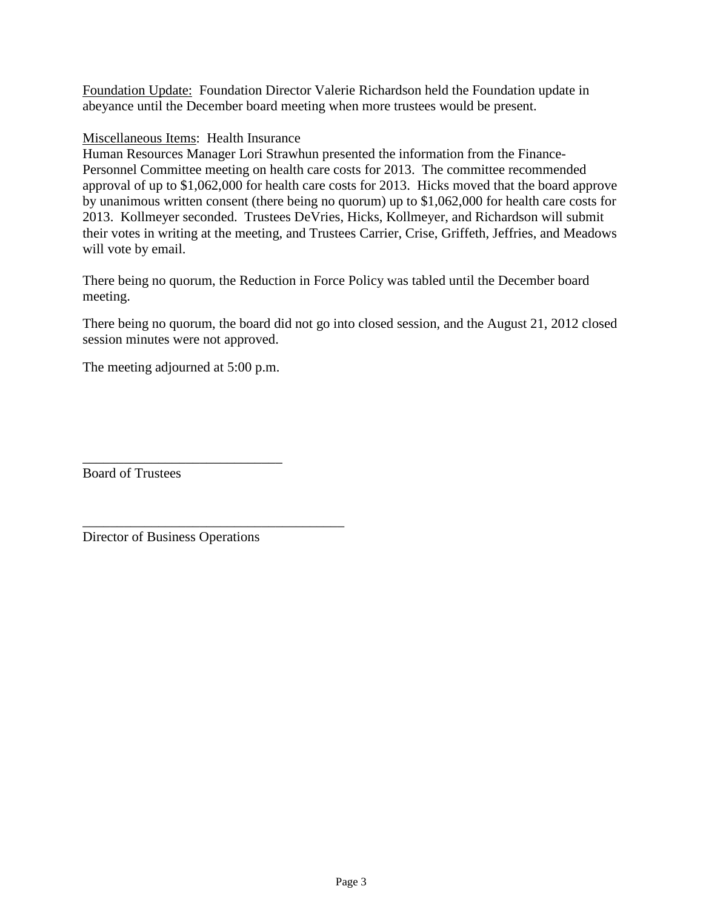Foundation Update: Foundation Director Valerie Richardson held the Foundation update in abeyance until the December board meeting when more trustees would be present.

Miscellaneous Items: Health Insurance
Human Resources Manager Lori Strawhun presented the information from the Finance-Personnel Committee meeting on health care costs for 2013. The committee recommended approval of up to $1,062,000 for health care costs for 2013. Hicks moved that the board approve by unanimous written consent (there being no quorum) up to $1,062,000 for health care costs for 2013. Kollmeyer seconded. Trustees DeVries, Hicks, Kollmeyer, and Richardson will submit their votes in writing at the meeting, and Trustees Carrier, Crise, Griffeth, Jeffries, and Meadows will vote by email.

There being no quorum, the Reduction in Force Policy was tabled until the December board meeting.

There being no quorum, the board did not go into closed session, and the August 21, 2012 closed session minutes were not approved.

The meeting adjourned at 5:00 p.m.

\_\_\_\_\_\_\_\_\_\_\_\_\_\_\_\_\_\_\_\_\_\_\_\_\_\_\_\_\_\_
Board of Trustees

\_\_\_\_\_\_\_\_\_\_\_\_\_\_\_\_\_\_\_\_\_\_\_\_\_\_\_\_\_\_\_\_\_\_\_\_\_\_\_
Director of Business Operations